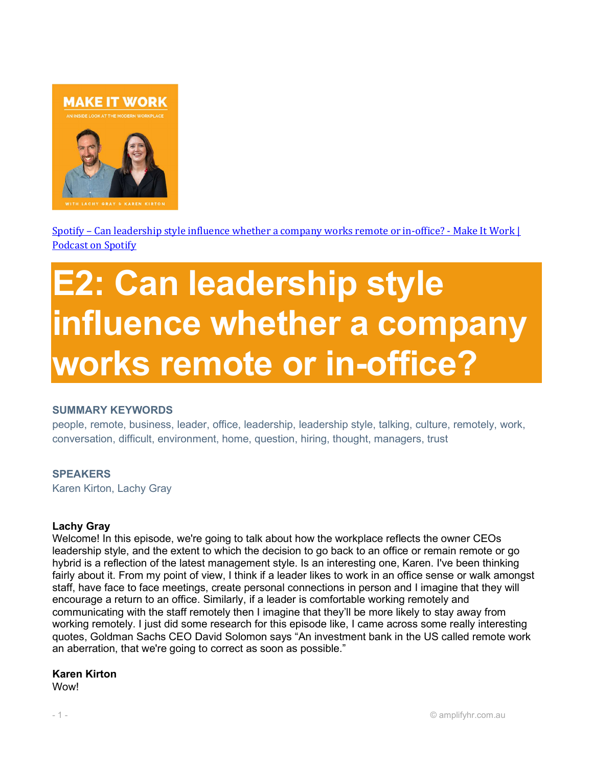[Spotify – Can leadership style influence whether a company works remote or in-office? - Make It Work | Podcast on Spotify]

# E2: Can leadership style influence whether a company works remote or in-office?

**SUMMARY KEYWORDS**

people, remote, business, leader, office, leadership, leadership style, talking, culture, remotely, work, conversation, difficult, environment, home, question, hiring, thought, managers, trust

**SPEAKERS**

Karen Kirton, Lachy Gray

**Lachy Gray**

Welcome! In this episode, we're going to talk about how the workplace reflects the owner CEOs leadership style, and the extent to which the decision to go back to an office or remain remote or go hybrid is a reflection of the latest management style. Is an interesting one, Karen. I've been thinking fairly about it. From my point of view, I think if a leader likes to work in an office sense or walk amongst staff, have face to face meetings, create personal connections in person and I imagine that they will encourage a return to an office. Similarly, if a leader is comfortable working remotely and communicating with the staff remotely then I imagine that they'll be more likely to stay away from working remotely. I just did some research for this episode like, I came across some really interesting quotes, Goldman Sachs CEO David Solomon says "An investment bank in the US called remote work an aberration, that we're going to correct as soon as possible."

**Karen Kirton**

Wow!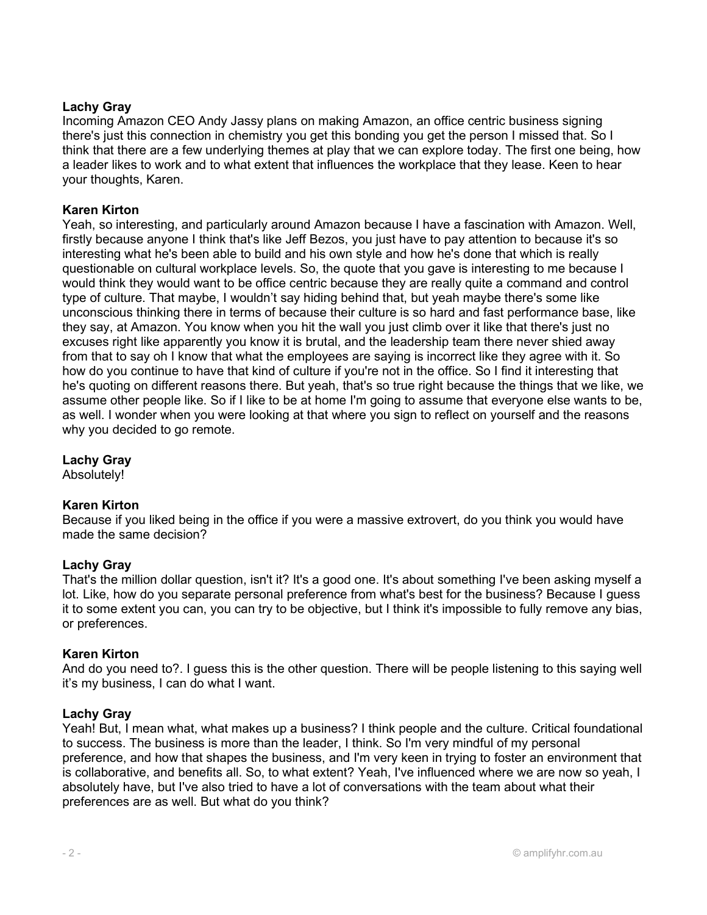**Lachy Gray**
Incoming Amazon CEO Andy Jassy plans on making Amazon, an office centric business signing there's just this connection in chemistry you get this bonding you get the person I missed that. So I think that there are a few underlying themes at play that we can explore today. The first one being, how a leader likes to work and to what extent that influences the workplace that they lease. Keen to hear your thoughts, Karen.

**Karen Kirton**
Yeah, so interesting, and particularly around Amazon because I have a fascination with Amazon. Well, firstly because anyone I think that's like Jeff Bezos, you just have to pay attention to because it's so interesting what he's been able to build and his own style and how he's done that which is really questionable on cultural workplace levels. So, the quote that you gave is interesting to me because I would think they would want to be office centric because they are really quite a command and control type of culture. That maybe, I wouldn't say hiding behind that, but yeah maybe there's some like unconscious thinking there in terms of because their culture is so hard and fast performance base, like they say, at Amazon. You know when you hit the wall you just climb over it like that there's just no excuses right like apparently you know it is brutal, and the leadership team there never shied away from that to say oh I know that what the employees are saying is incorrect like they agree with it. So how do you continue to have that kind of culture if you're not in the office. So I find it interesting that he's quoting on different reasons there. But yeah, that's so true right because the things that we like, we assume other people like. So if I like to be at home I'm going to assume that everyone else wants to be, as well. I wonder when you were looking at that where you sign to reflect on yourself and the reasons why you decided to go remote.

**Lachy Gray**
Absolutely!

**Karen Kirton**
Because if you liked being in the office if you were a massive extrovert, do you think you would have made the same decision?

**Lachy Gray**
That's the million dollar question, isn't it? It's a good one. It's about something I've been asking myself a lot. Like, how do you separate personal preference from what's best for the business? Because I guess it to some extent you can, you can try to be objective, but I think it's impossible to fully remove any bias, or preferences.

**Karen Kirton**
And do you need to?. I guess this is the other question. There will be people listening to this saying well it's my business, I can do what I want.

**Lachy Gray**
Yeah! But, I mean what, what makes up a business? I think people and the culture. Critical foundational to success. The business is more than the leader, I think. So I'm very mindful of my personal preference, and how that shapes the business, and I'm very keen in trying to foster an environment that is collaborative, and benefits all. So, to what extent? Yeah, I've influenced where we are now so yeah, I absolutely have, but I've also tried to have a lot of conversations with the team about what their preferences are as well. But what do you think?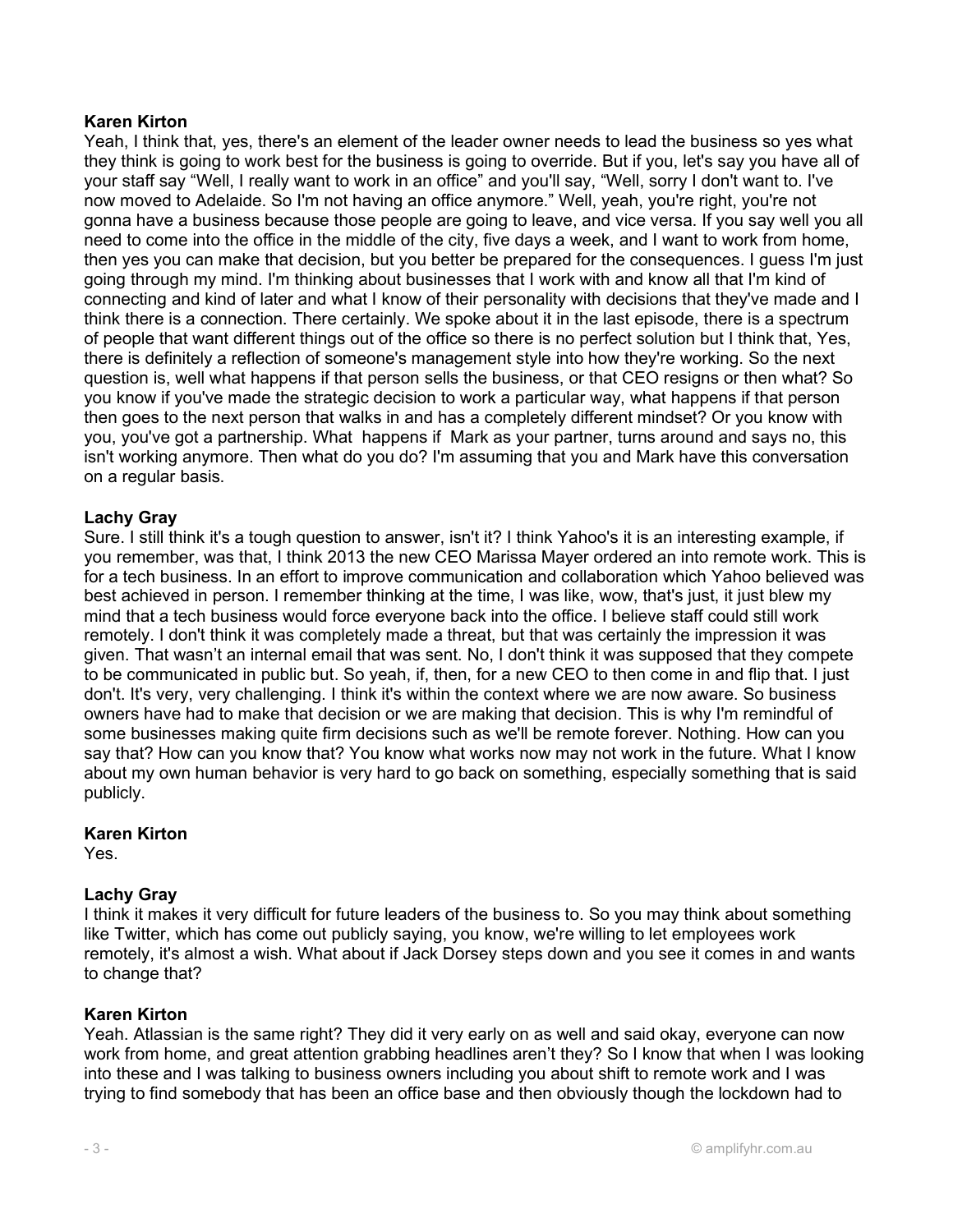**Karen Kirton**
Yeah, I think that, yes, there's an element of the leader owner needs to lead the business so yes what they think is going to work best for the business is going to override. But if you, let's say you have all of your staff say "Well, I really want to work in an office" and you'll say, "Well, sorry I don't want to. I've now moved to Adelaide. So I'm not having an office anymore." Well, yeah, you're right, you're not gonna have a business because those people are going to leave, and vice versa. If you say well you all need to come into the office in the middle of the city, five days a week, and I want to work from home, then yes you can make that decision, but you better be prepared for the consequences. I guess I'm just going through my mind. I'm thinking about businesses that I work with and know all that I'm kind of connecting and kind of later and what I know of their personality with decisions that they've made and I think there is a connection. There certainly. We spoke about it in the last episode, there is a spectrum of people that want different things out of the office so there is no perfect solution but I think that, Yes, there is definitely a reflection of someone's management style into how they're working. So the next question is, well what happens if that person sells the business, or that CEO resigns or then what? So you know if you've made the strategic decision to work a particular way, what happens if that person then goes to the next person that walks in and has a completely different mindset? Or you know with you, you've got a partnership. What happens if Mark as your partner, turns around and says no, this isn't working anymore. Then what do you do? I'm assuming that you and Mark have this conversation on a regular basis.

**Lachy Gray**
Sure. I still think it's a tough question to answer, isn't it? I think Yahoo's it is an interesting example, if you remember, was that, I think 2013 the new CEO Marissa Mayer ordered an into remote work. This is for a tech business. In an effort to improve communication and collaboration which Yahoo believed was best achieved in person. I remember thinking at the time, I was like, wow, that's just, it just blew my mind that a tech business would force everyone back into the office. I believe staff could still work remotely. I don't think it was completely made a threat, but that was certainly the impression it was given. That wasn't an internal email that was sent. No, I don't think it was supposed that they compete to be communicated in public but. So yeah, if, then, for a new CEO to then come in and flip that. I just don't. It's very, very challenging. I think it's within the context where we are now aware. So business owners have had to make that decision or we are making that decision. This is why I'm remindful of some businesses making quite firm decisions such as we'll be remote forever. Nothing. How can you say that? How can you know that? You know what works now may not work in the future. What I know about my own human behavior is very hard to go back on something, especially something that is said publicly.

**Karen Kirton**
Yes.

**Lachy Gray**
I think it makes it very difficult for future leaders of the business to. So you may think about something like Twitter, which has come out publicly saying, you know, we're willing to let employees work remotely, it's almost a wish. What about if Jack Dorsey steps down and you see it comes in and wants to change that?

**Karen Kirton**
Yeah. Atlassian is the same right? They did it very early on as well and said okay, everyone can now work from home, and great attention grabbing headlines aren't they? So I know that when I was looking into these and I was talking to business owners including you about shift to remote work and I was trying to find somebody that has been an office base and then obviously though the lockdown had to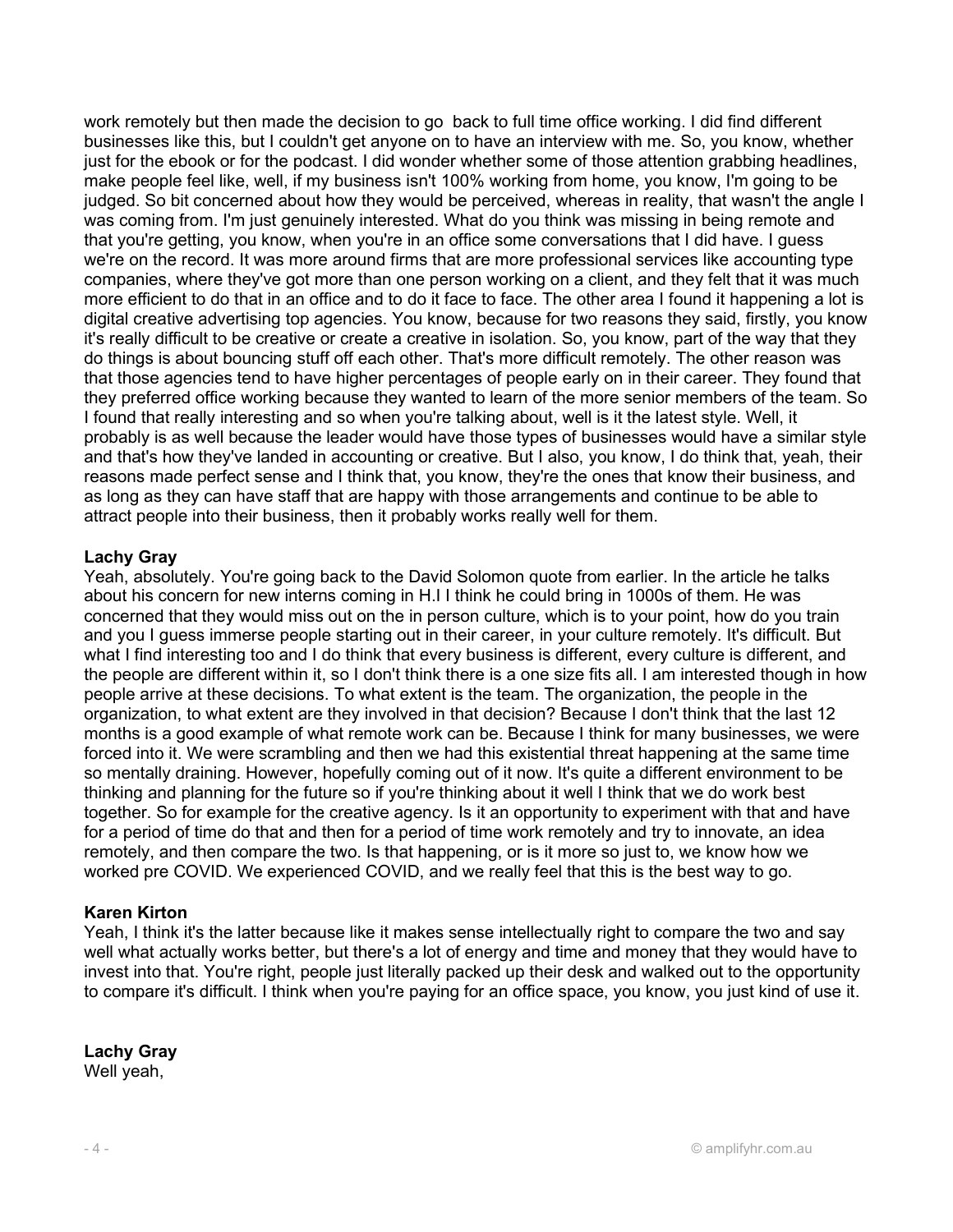work remotely but then made the decision to go back to full time office working. I did find different businesses like this, but I couldn't get anyone on to have an interview with me. So, you know, whether just for the ebook or for the podcast. I did wonder whether some of those attention grabbing headlines, make people feel like, well, if my business isn't 100% working from home, you know, I'm going to be judged. So bit concerned about how they would be perceived, whereas in reality, that wasn't the angle I was coming from. I'm just genuinely interested. What do you think was missing in being remote and that you're getting, you know, when you're in an office some conversations that I did have. I guess we're on the record. It was more around firms that are more professional services like accounting type companies, where they've got more than one person working on a client, and they felt that it was much more efficient to do that in an office and to do it face to face. The other area I found it happening a lot is digital creative advertising top agencies. You know, because for two reasons they said, firstly, you know it's really difficult to be creative or create a creative in isolation. So, you know, part of the way that they do things is about bouncing stuff off each other. That's more difficult remotely. The other reason was that those agencies tend to have higher percentages of people early on in their career. They found that they preferred office working because they wanted to learn of the more senior members of the team. So I found that really interesting and so when you're talking about, well is it the latest style. Well, it probably is as well because the leader would have those types of businesses would have a similar style and that's how they've landed in accounting or creative. But I also, you know, I do think that, yeah, their reasons made perfect sense and I think that, you know, they're the ones that know their business, and as long as they can have staff that are happy with those arrangements and continue to be able to attract people into their business, then it probably works really well for them.

**Lachy Gray**
Yeah, absolutely. You're going back to the David Solomon quote from earlier. In the article he talks about his concern for new interns coming in H.I I think he could bring in 1000s of them. He was concerned that they would miss out on the in person culture, which is to your point, how do you train and you I guess immerse people starting out in their career, in your culture remotely. It's difficult. But what I find interesting too and I do think that every business is different, every culture is different, and the people are different within it, so I don't think there is a one size fits all. I am interested though in how people arrive at these decisions. To what extent is the team. The organization, the people in the organization, to what extent are they involved in that decision? Because I don't think that the last 12 months is a good example of what remote work can be. Because I think for many businesses, we were forced into it. We were scrambling and then we had this existential threat happening at the same time so mentally draining. However, hopefully coming out of it now. It's quite a different environment to be thinking and planning for the future so if you're thinking about it well I think that we do work best together. So for example for the creative agency. Is it an opportunity to experiment with that and have for a period of time do that and then for a period of time work remotely and try to innovate, an idea remotely, and then compare the two. Is that happening, or is it more so just to, we know how we worked pre COVID. We experienced COVID, and we really feel that this is the best way to go.

**Karen Kirton**
Yeah, I think it's the latter because like it makes sense intellectually right to compare the two and say well what actually works better, but there's a lot of energy and time and money that they would have to invest into that. You're right, people just literally packed up their desk and walked out to the opportunity to compare it's difficult. I think when you're paying for an office space, you know, you just kind of use it.

**Lachy Gray**
Well yeah,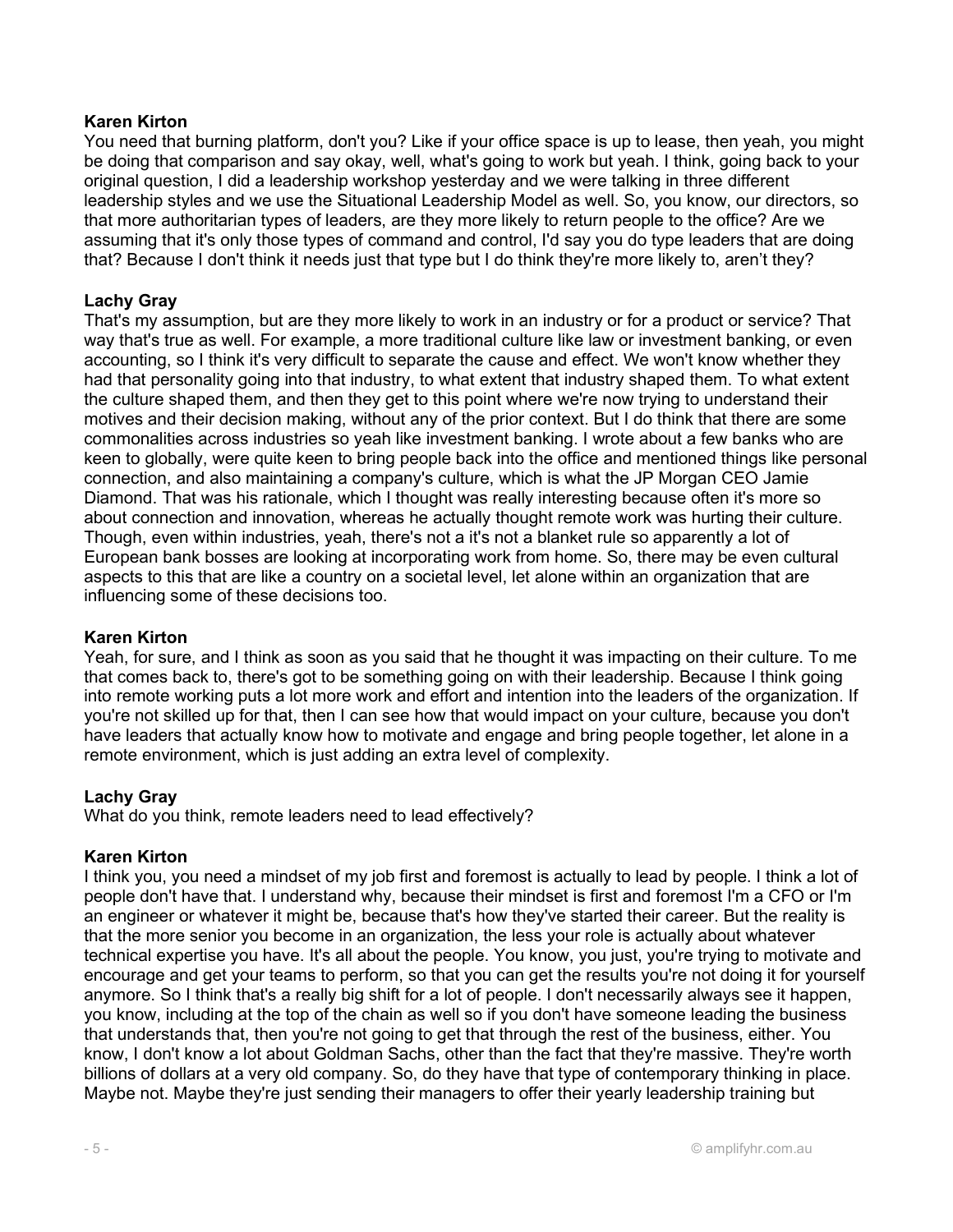**Karen Kirton**

You need that burning platform, don't you? Like if your office space is up to lease, then yeah, you might be doing that comparison and say okay, well, what's going to work but yeah. I think, going back to your original question, I did a leadership workshop yesterday and we were talking in three different leadership styles and we use the Situational Leadership Model as well. So, you know, our directors, so that more authoritarian types of leaders, are they more likely to return people to the office? Are we assuming that it's only those types of command and control, I'd say you do type leaders that are doing that? Because I don't think it needs just that type but I do think they're more likely to, aren't they?

**Lachy Gray**

That's my assumption, but are they more likely to work in an industry or for a product or service? That way that's true as well. For example, a more traditional culture like law or investment banking, or even accounting, so I think it's very difficult to separate the cause and effect. We won't know whether they had that personality going into that industry, to what extent that industry shaped them. To what extent the culture shaped them, and then they get to this point where we're now trying to understand their motives and their decision making, without any of the prior context. But I do think that there are some commonalities across industries so yeah like investment banking. I wrote about a few banks who are keen to globally, were quite keen to bring people back into the office and mentioned things like personal connection, and also maintaining a company's culture, which is what the JP Morgan CEO Jamie Diamond. That was his rationale, which I thought was really interesting because often it's more so about connection and innovation, whereas he actually thought remote work was hurting their culture. Though, even within industries, yeah, there's not a it's not a blanket rule so apparently a lot of European bank bosses are looking at incorporating work from home. So, there may be even cultural aspects to this that are like a country on a societal level, let alone within an organization that are influencing some of these decisions too.

**Karen Kirton**

Yeah, for sure, and I think as soon as you said that he thought it was impacting on their culture. To me that comes back to, there's got to be something going on with their leadership. Because I think going into remote working puts a lot more work and effort and intention into the leaders of the organization. If you're not skilled up for that, then I can see how that would impact on your culture, because you don't have leaders that actually know how to motivate and engage and bring people together, let alone in a remote environment, which is just adding an extra level of complexity.

**Lachy Gray**

What do you think, remote leaders need to lead effectively?

**Karen Kirton**

I think you, you need a mindset of my job first and foremost is actually to lead by people. I think a lot of people don't have that. I understand why, because their mindset is first and foremost I'm a CFO or I'm an engineer or whatever it might be, because that's how they've started their career. But the reality is that the more senior you become in an organization, the less your role is actually about whatever technical expertise you have. It's all about the people. You know, you just, you're trying to motivate and encourage and get your teams to perform, so that you can get the results you're not doing it for yourself anymore. So I think that's a really big shift for a lot of people. I don't necessarily always see it happen, you know, including at the top of the chain as well so if you don't have someone leading the business that understands that, then you're not going to get that through the rest of the business, either. You know, I don't know a lot about Goldman Sachs, other than the fact that they're massive. They're worth billions of dollars at a very old company. So, do they have that type of contemporary thinking in place. Maybe not. Maybe they're just sending their managers to offer their yearly leadership training but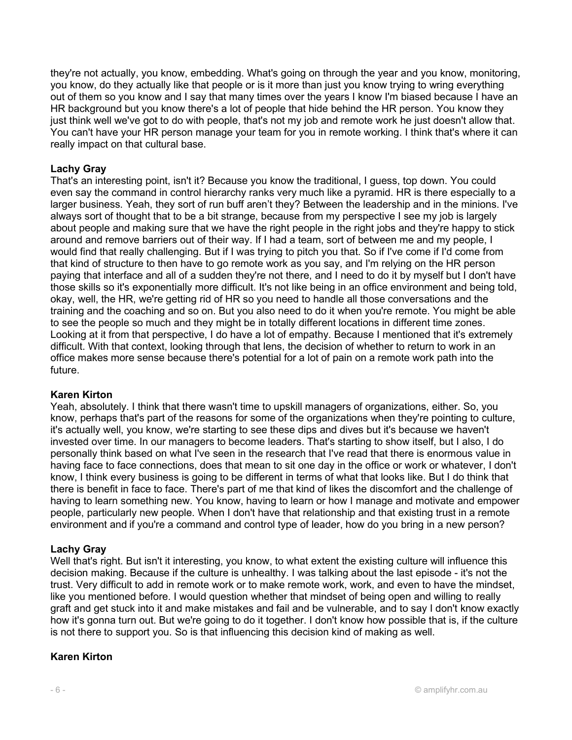they're not actually, you know, embedding. What's going on through the year and you know, monitoring, you know, do they actually like that people or is it more than just you know trying to wring everything out of them so you know and I say that many times over the years I know I'm biased because I have an HR background but you know there's a lot of people that hide behind the HR person. You know they just think well we've got to do with people, that's not my job and remote work he just doesn't allow that. You can't have your HR person manage your team for you in remote working. I think that's where it can really impact on that cultural base.

**Lachy Gray**
That's an interesting point, isn't it? Because you know the traditional, I guess, top down. You could even say the command in control hierarchy ranks very much like a pyramid. HR is there especially to a larger business. Yeah, they sort of run buff aren't they? Between the leadership and in the minions. I've always sort of thought that to be a bit strange, because from my perspective I see my job is largely about people and making sure that we have the right people in the right jobs and they're happy to stick around and remove barriers out of their way. If I had a team, sort of between me and my people, I would find that really challenging. But if I was trying to pitch you that. So if I've come if I'd come from that kind of structure to then have to go remote work as you say, and I'm relying on the HR person paying that interface and all of a sudden they're not there, and I need to do it by myself but I don't have those skills so it's exponentially more difficult. It's not like being in an office environment and being told, okay, well, the HR, we're getting rid of HR so you need to handle all those conversations and the training and the coaching and so on. But you also need to do it when you're remote. You might be able to see the people so much and they might be in totally different locations in different time zones. Looking at it from that perspective, I do have a lot of empathy. Because I mentioned that it's extremely difficult. With that context, looking through that lens, the decision of whether to return to work in an office makes more sense because there's potential for a lot of pain on a remote work path into the future.

**Karen Kirton**
Yeah, absolutely. I think that there wasn't time to upskill managers of organizations, either. So, you know, perhaps that's part of the reasons for some of the organizations when they're pointing to culture, it's actually well, you know, we're starting to see these dips and dives but it's because we haven't invested over time. In our managers to become leaders. That's starting to show itself, but I also, I do personally think based on what I've seen in the research that I've read that there is enormous value in having face to face connections, does that mean to sit one day in the office or work or whatever, I don't know, I think every business is going to be different in terms of what that looks like. But I do think that there is benefit in face to face. There's part of me that kind of likes the discomfort and the challenge of having to learn something new. You know, having to learn or how I manage and motivate and empower people, particularly new people. When I don't have that relationship and that existing trust in a remote environment and if you're a command and control type of leader, how do you bring in a new person?

**Lachy Gray**
Well that's right. But isn't it interesting, you know, to what extent the existing culture will influence this decision making. Because if the culture is unhealthy. I was talking about the last episode - it's not the trust. Very difficult to add in remote work or to make remote work, work, and even to have the mindset, like you mentioned before. I would question whether that mindset of being open and willing to really graft and get stuck into it and make mistakes and fail and be vulnerable, and to say I don't know exactly how it's gonna turn out. But we're going to do it together. I don't know how possible that is, if the culture is not there to support you. So is that influencing this decision kind of making as well.

**Karen Kirton**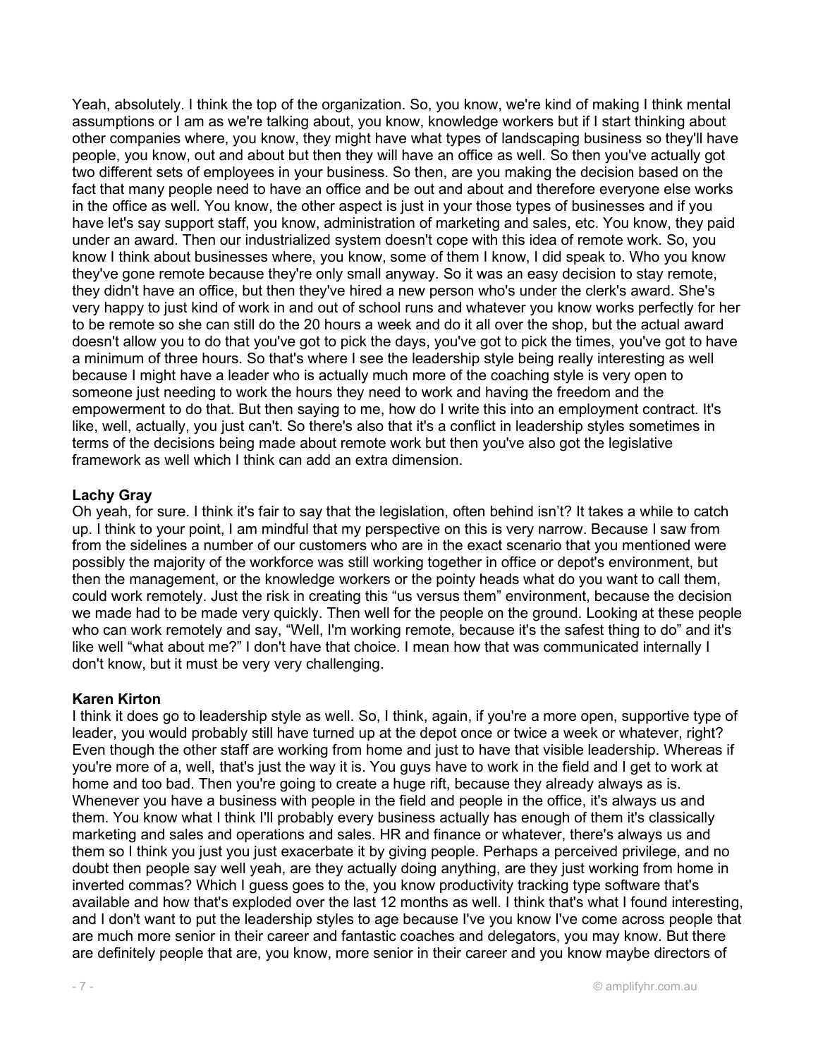Yeah, absolutely. I think the top of the organization. So, you know, we're kind of making I think mental assumptions or I am as we're talking about, you know, knowledge workers but if I start thinking about other companies where, you know, they might have what types of landscaping business so they'll have people, you know, out and about but then they will have an office as well. So then you've actually got two different sets of employees in your business. So then, are you making the decision based on the fact that many people need to have an office and be out and about and therefore everyone else works in the office as well. You know, the other aspect is just in your those types of businesses and if you have let's say support staff, you know, administration of marketing and sales, etc. You know, they paid under an award. Then our industrialized system doesn't cope with this idea of remote work. So, you know I think about businesses where, you know, some of them I know, I did speak to. Who you know they've gone remote because they're only small anyway. So it was an easy decision to stay remote, they didn't have an office, but then they've hired a new person who's under the clerk's award. She's very happy to just kind of work in and out of school runs and whatever you know works perfectly for her to be remote so she can still do the 20 hours a week and do it all over the shop, but the actual award doesn't allow you to do that you've got to pick the days, you've got to pick the times, you've got to have a minimum of three hours. So that's where I see the leadership style being really interesting as well because I might have a leader who is actually much more of the coaching style is very open to someone just needing to work the hours they need to work and having the freedom and the empowerment to do that. But then saying to me, how do I write this into an employment contract. It's like, well, actually, you just can't. So there's also that it's a conflict in leadership styles sometimes in terms of the decisions being made about remote work but then you've also got the legislative framework as well which I think can add an extra dimension.

**Lachy Gray**
Oh yeah, for sure. I think it's fair to say that the legislation, often behind isn't? It takes a while to catch up. I think to your point, I am mindful that my perspective on this is very narrow. Because I saw from from the sidelines a number of our customers who are in the exact scenario that you mentioned were possibly the majority of the workforce was still working together in office or depot's environment, but then the management, or the knowledge workers or the pointy heads what do you want to call them, could work remotely. Just the risk in creating this "us versus them" environment, because the decision we made had to be made very quickly. Then well for the people on the ground. Looking at these people who can work remotely and say, "Well, I'm working remote, because it's the safest thing to do" and it's like well "what about me?" I don't have that choice. I mean how that was communicated internally I don't know, but it must be very very challenging.

**Karen Kirton**
I think it does go to leadership style as well. So, I think, again, if you're a more open, supportive type of leader, you would probably still have turned up at the depot once or twice a week or whatever, right? Even though the other staff are working from home and just to have that visible leadership. Whereas if you're more of a, well, that's just the way it is. You guys have to work in the field and I get to work at home and too bad. Then you're going to create a huge rift, because they already always as is. Whenever you have a business with people in the field and people in the office, it's always us and them. You know what I think I'll probably every business actually has enough of them it's classically marketing and sales and operations and sales. HR and finance or whatever, there's always us and them so I think you just you just exacerbate it by giving people. Perhaps a perceived privilege, and no doubt then people say well yeah, are they actually doing anything, are they just working from home in inverted commas? Which I guess goes to the, you know productivity tracking type software that's available and how that's exploded over the last 12 months as well. I think that's what I found interesting, and I don't want to put the leadership styles to age because I've you know I've come across people that are much more senior in their career and fantastic coaches and delegators, you may know. But there are definitely people that are, you know, more senior in their career and you know maybe directors of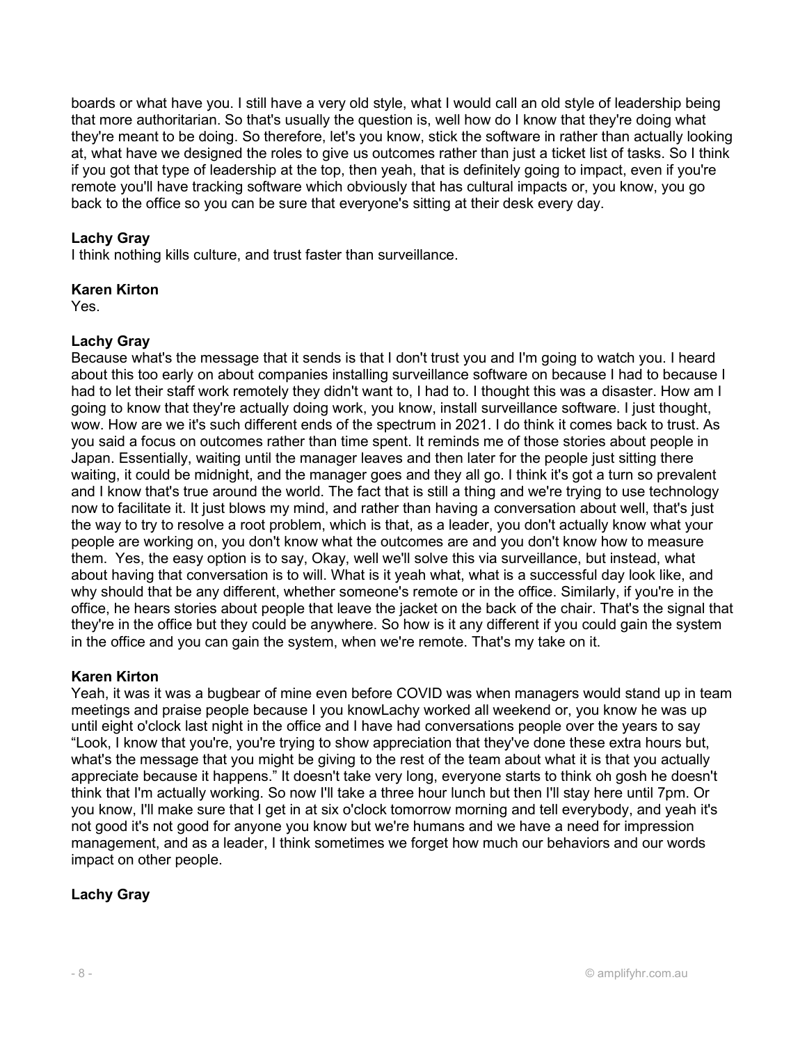boards or what have you. I still have a very old style, what I would call an old style of leadership being that more authoritarian. So that's usually the question is, well how do I know that they're doing what they're meant to be doing. So therefore, let's you know, stick the software in rather than actually looking at, what have we designed the roles to give us outcomes rather than just a ticket list of tasks. So I think if you got that type of leadership at the top, then yeah, that is definitely going to impact, even if you're remote you'll have tracking software which obviously that has cultural impacts or, you know, you go back to the office so you can be sure that everyone's sitting at their desk every day.

**Lachy Gray**
I think nothing kills culture, and trust faster than surveillance.

**Karen Kirton**
Yes.

**Lachy Gray**
Because what's the message that it sends is that I don't trust you and I'm going to watch you. I heard about this too early on about companies installing surveillance software on because I had to because I had to let their staff work remotely they didn't want to, I had to. I thought this was a disaster. How am I going to know that they're actually doing work, you know, install surveillance software. I just thought, wow. How are we it's such different ends of the spectrum in 2021. I do think it comes back to trust. As you said a focus on outcomes rather than time spent. It reminds me of those stories about people in Japan. Essentially, waiting until the manager leaves and then later for the people just sitting there waiting, it could be midnight, and the manager goes and they all go. I think it's got a turn so prevalent and I know that's true around the world. The fact that is still a thing and we're trying to use technology now to facilitate it. It just blows my mind, and rather than having a conversation about well, that's just the way to try to resolve a root problem, which is that, as a leader, you don't actually know what your people are working on, you don't know what the outcomes are and you don't know how to measure them. Yes, the easy option is to say, Okay, well we'll solve this via surveillance, but instead, what about having that conversation is to will. What is it yeah what, what is a successful day look like, and why should that be any different, whether someone's remote or in the office. Similarly, if you're in the office, he hears stories about people that leave the jacket on the back of the chair. That's the signal that they're in the office but they could be anywhere. So how is it any different if you could gain the system in the office and you can gain the system, when we're remote. That's my take on it.

**Karen Kirton**
Yeah, it was it was a bugbear of mine even before COVID was when managers would stand up in team meetings and praise people because I you knowLachy worked all weekend or, you know he was up until eight o'clock last night in the office and I have had conversations people over the years to say "Look, I know that you're, you're trying to show appreciation that they've done these extra hours but, what's the message that you might be giving to the rest of the team about what it is that you actually appreciate because it happens." It doesn't take very long, everyone starts to think oh gosh he doesn't think that I'm actually working. So now I'll take a three hour lunch but then I'll stay here until 7pm. Or you know, I'll make sure that I get in at six o'clock tomorrow morning and tell everybody, and yeah it's not good it's not good for anyone you know but we're humans and we have a need for impression management, and as a leader, I think sometimes we forget how much our behaviors and our words impact on other people.

**Lachy Gray**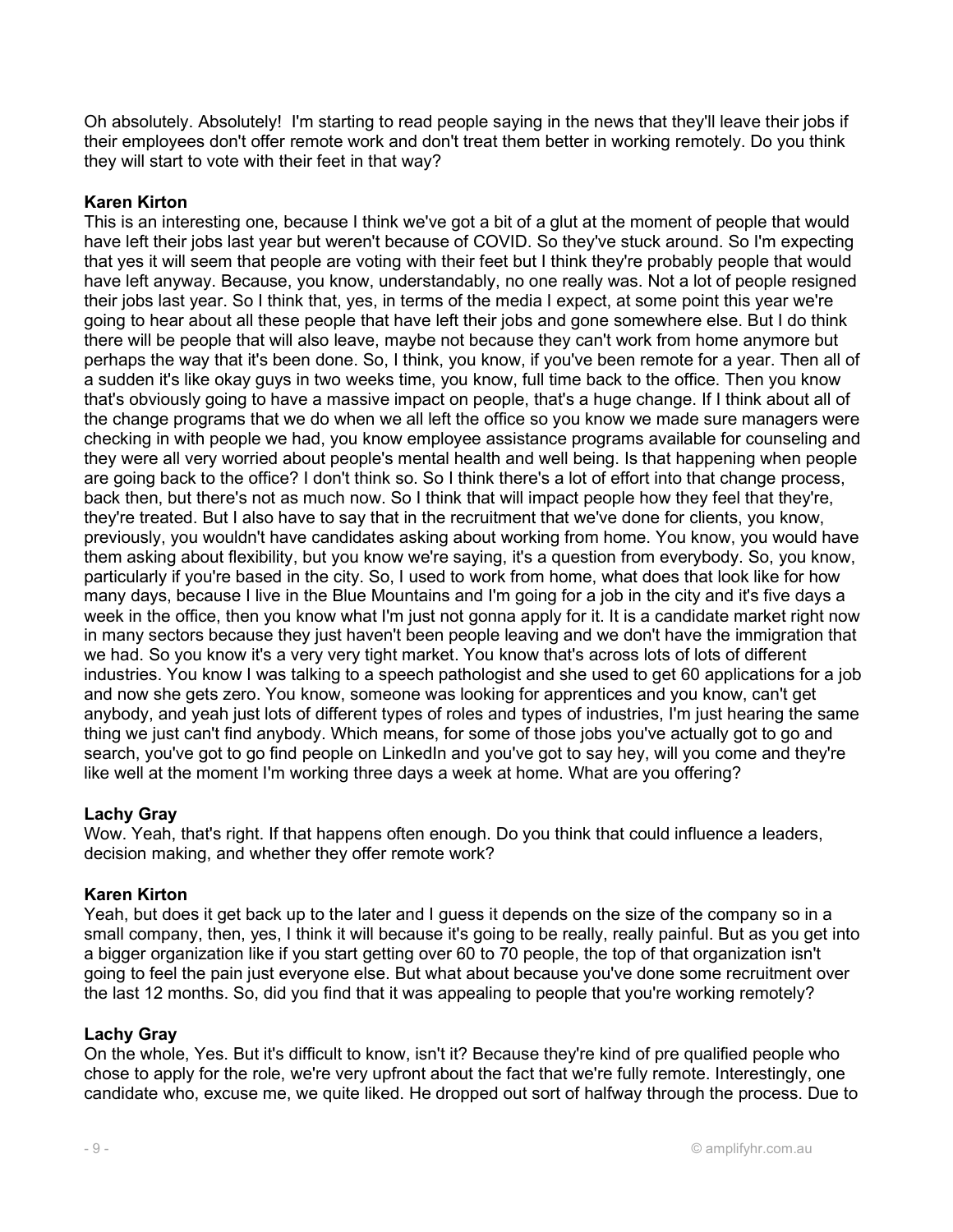Oh absolutely. Absolutely! I'm starting to read people saying in the news that they'll leave their jobs if their employees don't offer remote work and don't treat them better in working remotely. Do you think they will start to vote with their feet in that way?

**Karen Kirton**
This is an interesting one, because I think we've got a bit of a glut at the moment of people that would have left their jobs last year but weren't because of COVID. So they've stuck around. So I'm expecting that yes it will seem that people are voting with their feet but I think they're probably people that would have left anyway. Because, you know, understandably, no one really was. Not a lot of people resigned their jobs last year. So I think that, yes, in terms of the media I expect, at some point this year we're going to hear about all these people that have left their jobs and gone somewhere else. But I do think there will be people that will also leave, maybe not because they can't work from home anymore but perhaps the way that it's been done. So, I think, you know, if you've been remote for a year. Then all of a sudden it's like okay guys in two weeks time, you know, full time back to the office. Then you know that's obviously going to have a massive impact on people, that's a huge change. If I think about all of the change programs that we do when we all left the office so you know we made sure managers were checking in with people we had, you know employee assistance programs available for counseling and they were all very worried about people's mental health and well being. Is that happening when people are going back to the office? I don't think so. So I think there's a lot of effort into that change process, back then, but there's not as much now. So I think that will impact people how they feel that they're, they're treated. But I also have to say that in the recruitment that we've done for clients, you know, previously, you wouldn't have candidates asking about working from home. You know, you would have them asking about flexibility, but you know we're saying, it's a question from everybody. So, you know, particularly if you're based in the city. So, I used to work from home, what does that look like for how many days, because I live in the Blue Mountains and I'm going for a job in the city and it's five days a week in the office, then you know what I'm just not gonna apply for it. It is a candidate market right now in many sectors because they just haven't been people leaving and we don't have the immigration that we had. So you know it's a very very tight market. You know that's across lots of lots of different industries. You know I was talking to a speech pathologist and she used to get 60 applications for a job and now she gets zero. You know, someone was looking for apprentices and you know, can't get anybody, and yeah just lots of different types of roles and types of industries, I'm just hearing the same thing we just can't find anybody. Which means, for some of those jobs you've actually got to go and search, you've got to go find people on LinkedIn and you've got to say hey, will you come and they're like well at the moment I'm working three days a week at home. What are you offering?

**Lachy Gray**
Wow. Yeah, that's right. If that happens often enough. Do you think that could influence a leaders, decision making, and whether they offer remote work?

**Karen Kirton**
Yeah, but does it get back up to the later and I guess it depends on the size of the company so in a small company, then, yes, I think it will because it's going to be really, really painful. But as you get into a bigger organization like if you start getting over 60 to 70 people, the top of that organization isn't going to feel the pain just everyone else. But what about because you've done some recruitment over the last 12 months. So, did you find that it was appealing to people that you're working remotely?

**Lachy Gray**
On the whole, Yes. But it's difficult to know, isn't it? Because they're kind of pre qualified people who chose to apply for the role, we're very upfront about the fact that we're fully remote. Interestingly, one candidate who, excuse me, we quite liked. He dropped out sort of halfway through the process. Due to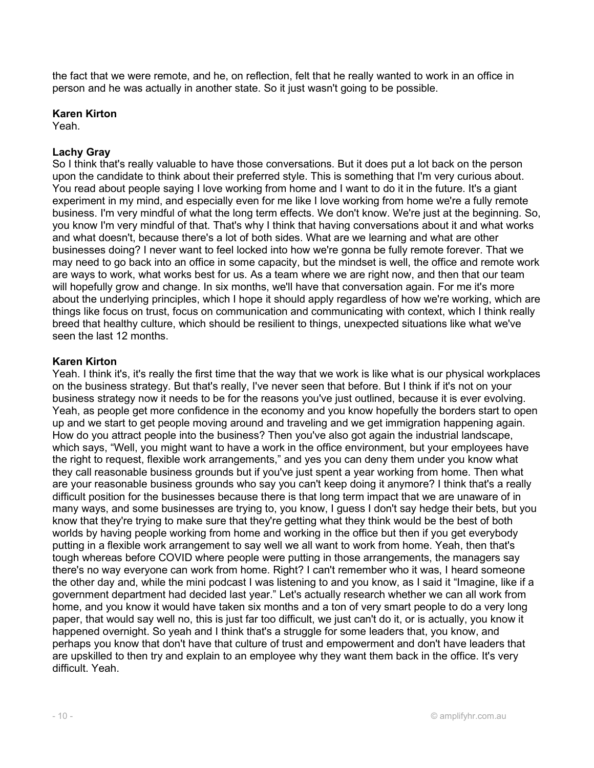the fact that we were remote, and he, on reflection, felt that he really wanted to work in an office in person and he was actually in another state. So it just wasn't going to be possible.

**Karen Kirton**
Yeah.

**Lachy Gray**
So I think that's really valuable to have those conversations. But it does put a lot back on the person upon the candidate to think about their preferred style. This is something that I'm very curious about. You read about people saying I love working from home and I want to do it in the future. It's a giant experiment in my mind, and especially even for me like I love working from home we're a fully remote business. I'm very mindful of what the long term effects. We don't know. We're just at the beginning. So, you know I'm very mindful of that. That's why I think that having conversations about it and what works and what doesn't, because there's a lot of both sides. What are we learning and what are other businesses doing? I never want to feel locked into how we're gonna be fully remote forever. That we may need to go back into an office in some capacity, but the mindset is well, the office and remote work are ways to work, what works best for us. As a team where we are right now, and then that our team will hopefully grow and change. In six months, we'll have that conversation again. For me it's more about the underlying principles, which I hope it should apply regardless of how we're working, which are things like focus on trust, focus on communication and communicating with context, which I think really breed that healthy culture, which should be resilient to things, unexpected situations like what we've seen the last 12 months.

**Karen Kirton**
Yeah. I think it's, it's really the first time that the way that we work is like what is our physical workplaces on the business strategy. But that's really, I've never seen that before. But I think if it's not on your business strategy now it needs to be for the reasons you've just outlined, because it is ever evolving. Yeah, as people get more confidence in the economy and you know hopefully the borders start to open up and we start to get people moving around and traveling and we get immigration happening again. How do you attract people into the business? Then you've also got again the industrial landscape, which says, "Well, you might want to have a work in the office environment, but your employees have the right to request, flexible work arrangements," and yes you can deny them under you know what they call reasonable business grounds but if you've just spent a year working from home. Then what are your reasonable business grounds who say you can't keep doing it anymore? I think that's a really difficult position for the businesses because there is that long term impact that we are unaware of in many ways, and some businesses are trying to, you know, I guess I don't say hedge their bets, but you know that they're trying to make sure that they're getting what they think would be the best of both worlds by having people working from home and working in the office but then if you get everybody putting in a flexible work arrangement to say well we all want to work from home. Yeah, then that's tough whereas before COVID where people were putting in those arrangements, the managers say there's no way everyone can work from home. Right? I can't remember who it was, I heard someone the other day and, while the mini podcast I was listening to and you know, as I said it "Imagine, like if a government department had decided last year." Let's actually research whether we can all work from home, and you know it would have taken six months and a ton of very smart people to do a very long paper, that would say well no, this is just far too difficult, we just can't do it, or is actually, you know it happened overnight. So yeah and I think that's a struggle for some leaders that, you know, and perhaps you know that don't have that culture of trust and empowerment and don't have leaders that are upskilled to then try and explain to an employee why they want them back in the office. It's very difficult. Yeah.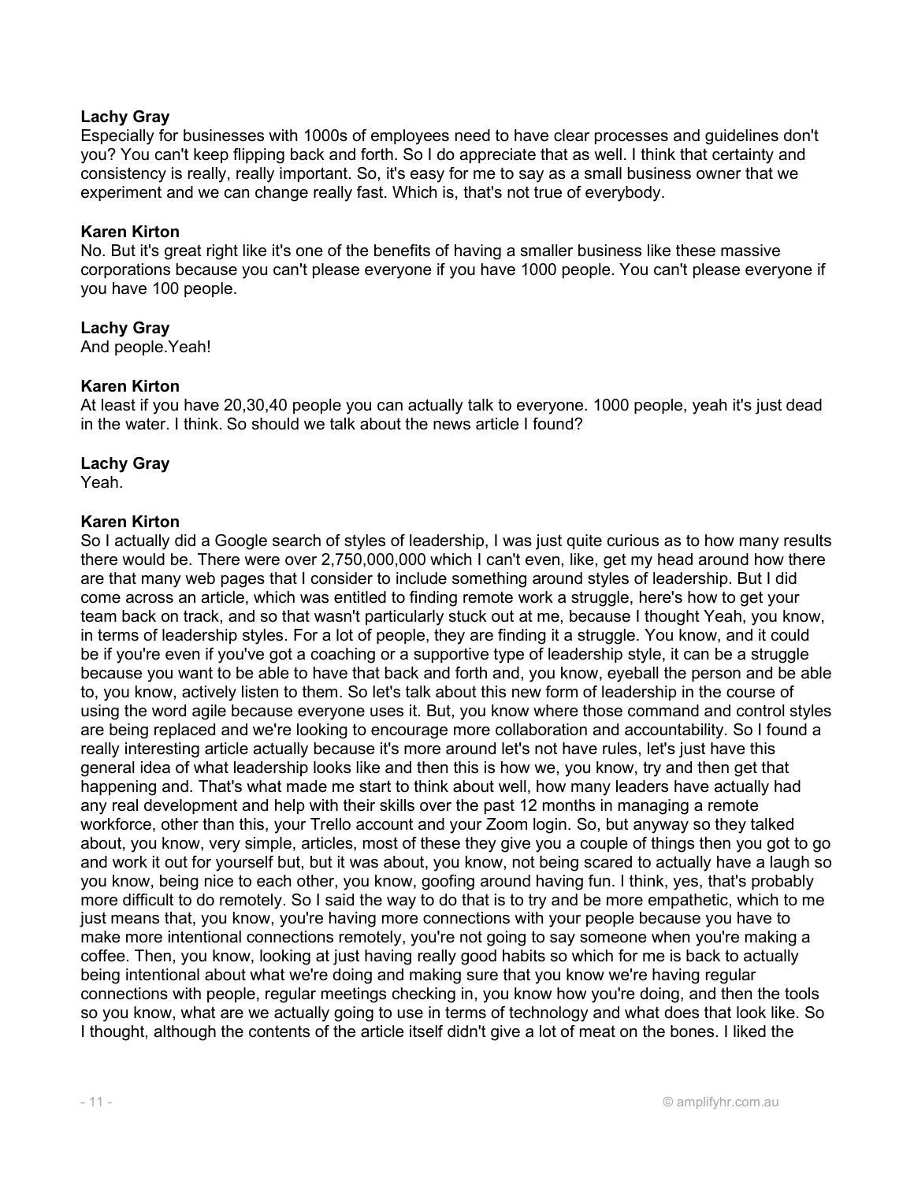**Lachy Gray**
Especially for businesses with 1000s of employees need to have clear processes and guidelines don't you? You can't keep flipping back and forth. So I do appreciate that as well. I think that certainty and consistency is really, really important. So, it's easy for me to say as a small business owner that we experiment and we can change really fast. Which is, that's not true of everybody.

**Karen Kirton**
No. But it's great right like it's one of the benefits of having a smaller business like these massive corporations because you can't please everyone if you have 1000 people. You can't please everyone if you have 100 people.

**Lachy Gray**
And people.Yeah!

**Karen Kirton**
At least if you have 20,30,40 people you can actually talk to everyone. 1000 people, yeah it's just dead in the water. I think. So should we talk about the news article I found?

**Lachy Gray**
Yeah.

**Karen Kirton**
So I actually did a Google search of styles of leadership, I was just quite curious as to how many results there would be. There were over 2,750,000,000 which I can't even, like, get my head around how there are that many web pages that I consider to include something around styles of leadership. But I did come across an article, which was entitled to finding remote work a struggle, here's how to get your team back on track, and so that wasn't particularly stuck out at me, because I thought Yeah, you know, in terms of leadership styles. For a lot of people, they are finding it a struggle. You know, and it could be if you're even if you've got a coaching or a supportive type of leadership style, it can be a struggle because you want to be able to have that back and forth and, you know, eyeball the person and be able to, you know, actively listen to them. So let's talk about this new form of leadership in the course of using the word agile because everyone uses it. But, you know where those command and control styles are being replaced and we're looking to encourage more collaboration and accountability. So I found a really interesting article actually because it's more around let's not have rules, let's just have this general idea of what leadership looks like and then this is how we, you know, try and then get that happening and. That's what made me start to think about well, how many leaders have actually had any real development and help with their skills over the past 12 months in managing a remote workforce, other than this, your Trello account and your Zoom login. So, but anyway so they talked about, you know, very simple, articles, most of these they give you a couple of things then you got to go and work it out for yourself but, but it was about, you know, not being scared to actually have a laugh so you know, being nice to each other, you know, goofing around having fun. I think, yes, that's probably more difficult to do remotely. So I said the way to do that is to try and be more empathetic, which to me just means that, you know, you're having more connections with your people because you have to make more intentional connections remotely, you're not going to say someone when you're making a coffee. Then, you know, looking at just having really good habits so which for me is back to actually being intentional about what we're doing and making sure that you know we're having regular connections with people, regular meetings checking in, you know how you're doing, and then the tools so you know, what are we actually going to use in terms of technology and what does that look like. So I thought, although the contents of the article itself didn't give a lot of meat on the bones. I liked the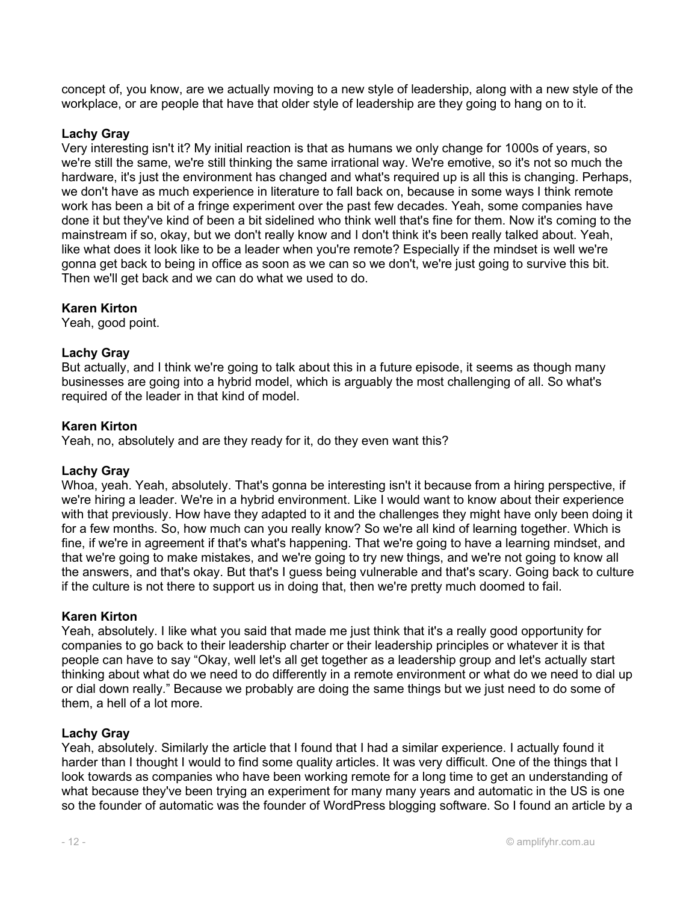concept of, you know, are we actually moving to a new style of leadership, along with a new style of the workplace, or are people that have that older style of leadership are they going to hang on to it.

**Lachy Gray**
Very interesting isn't it? My initial reaction is that as humans we only change for 1000s of years, so we're still the same, we're still thinking the same irrational way. We're emotive, so it's not so much the hardware, it's just the environment has changed and what's required up is all this is changing. Perhaps, we don't have as much experience in literature to fall back on, because in some ways I think remote work has been a bit of a fringe experiment over the past few decades. Yeah, some companies have done it but they've kind of been a bit sidelined who think well that's fine for them. Now it's coming to the mainstream if so, okay, but we don't really know and I don't think it's been really talked about. Yeah, like what does it look like to be a leader when you're remote? Especially if the mindset is well we're gonna get back to being in office as soon as we can so we don't, we're just going to survive this bit. Then we'll get back and we can do what we used to do.

**Karen Kirton**
Yeah, good point.

**Lachy Gray**
But actually, and I think we're going to talk about this in a future episode, it seems as though many businesses are going into a hybrid model, which is arguably the most challenging of all. So what's required of the leader in that kind of model.

**Karen Kirton**
Yeah, no, absolutely and are they ready for it, do they even want this?

**Lachy Gray**
Whoa, yeah. Yeah, absolutely. That's gonna be interesting isn't it because from a hiring perspective, if we're hiring a leader. We're in a hybrid environment. Like I would want to know about their experience with that previously. How have they adapted to it and the challenges they might have only been doing it for a few months. So, how much can you really know? So we're all kind of learning together. Which is fine, if we're in agreement if that's what's happening. That we're going to have a learning mindset, and that we're going to make mistakes, and we're going to try new things, and we're not going to know all the answers, and that's okay. But that's I guess being vulnerable and that's scary. Going back to culture if the culture is not there to support us in doing that, then we're pretty much doomed to fail.

**Karen Kirton**
Yeah, absolutely. I like what you said that made me just think that it's a really good opportunity for companies to go back to their leadership charter or their leadership principles or whatever it is that people can have to say "Okay, well let's all get together as a leadership group and let's actually start thinking about what do we need to do differently in a remote environment or what do we need to dial up or dial down really." Because we probably are doing the same things but we just need to do some of them, a hell of a lot more.

**Lachy Gray**
Yeah, absolutely. Similarly the article that I found that I had a similar experience. I actually found it harder than I thought I would to find some quality articles. It was very difficult. One of the things that I look towards as companies who have been working remote for a long time to get an understanding of what because they've been trying an experiment for many many years and automatic in the US is one so the founder of automatic was the founder of WordPress blogging software. So I found an article by a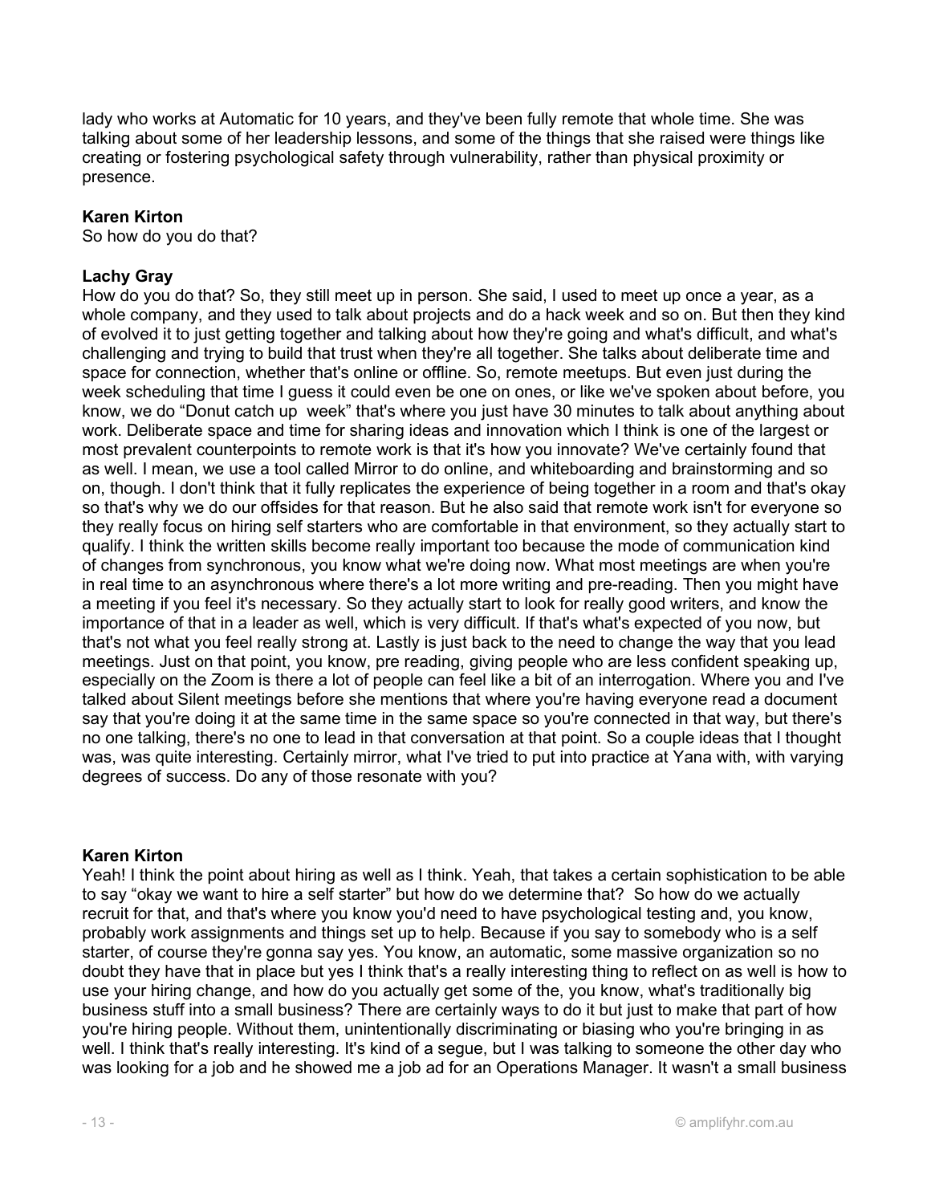lady who works at Automatic for 10 years, and they've been fully remote that whole time. She was talking about some of her leadership lessons, and some of the things that she raised were things like creating or fostering psychological safety through vulnerability, rather than physical proximity or presence.

**Karen Kirton**
So how do you do that?

**Lachy Gray**
How do you do that? So, they still meet up in person. She said, I used to meet up once a year, as a whole company, and they used to talk about projects and do a hack week and so on. But then they kind of evolved it to just getting together and talking about how they're going and what's difficult, and what's challenging and trying to build that trust when they're all together. She talks about deliberate time and space for connection, whether that's online or offline. So, remote meetups. But even just during the week scheduling that time I guess it could even be one on ones, or like we've spoken about before, you know, we do "Donut catch up  week" that's where you just have 30 minutes to talk about anything about work. Deliberate space and time for sharing ideas and innovation which I think is one of the largest or most prevalent counterpoints to remote work is that it's how you innovate? We've certainly found that as well. I mean, we use a tool called Mirror to do online, and whiteboarding and brainstorming and so on, though. I don't think that it fully replicates the experience of being together in a room and that's okay so that's why we do our offsides for that reason. But he also said that remote work isn't for everyone so they really focus on hiring self starters who are comfortable in that environment, so they actually start to qualify. I think the written skills become really important too because the mode of communication kind of changes from synchronous, you know what we're doing now. What most meetings are when you're in real time to an asynchronous where there's a lot more writing and pre-reading. Then you might have a meeting if you feel it's necessary. So they actually start to look for really good writers, and know the importance of that in a leader as well, which is very difficult. If that's what's expected of you now, but that's not what you feel really strong at. Lastly is just back to the need to change the way that you lead meetings. Just on that point, you know, pre reading, giving people who are less confident speaking up, especially on the Zoom is there a lot of people can feel like a bit of an interrogation. Where you and I've talked about Silent meetings before she mentions that where you're having everyone read a document say that you're doing it at the same time in the same space so you're connected in that way, but there's no one talking, there's no one to lead in that conversation at that point. So a couple ideas that I thought was, was quite interesting. Certainly mirror, what I've tried to put into practice at Yana with, with varying degrees of success. Do any of those resonate with you?

**Karen Kirton**
Yeah! I think the point about hiring as well as I think. Yeah, that takes a certain sophistication to be able to say "okay we want to hire a self starter" but how do we determine that? So how do we actually recruit for that, and that's where you know you'd need to have psychological testing and, you know, probably work assignments and things set up to help. Because if you say to somebody who is a self starter, of course they're gonna say yes. You know, an automatic, some massive organization so no doubt they have that in place but yes I think that's a really interesting thing to reflect on as well is how to use your hiring change, and how do you actually get some of the, you know, what's traditionally big business stuff into a small business? There are certainly ways to do it but just to make that part of how you're hiring people. Without them, unintentionally discriminating or biasing who you're bringing in as well. I think that's really interesting. It's kind of a segue, but I was talking to someone the other day who was looking for a job and he showed me a job ad for an Operations Manager. It wasn't a small business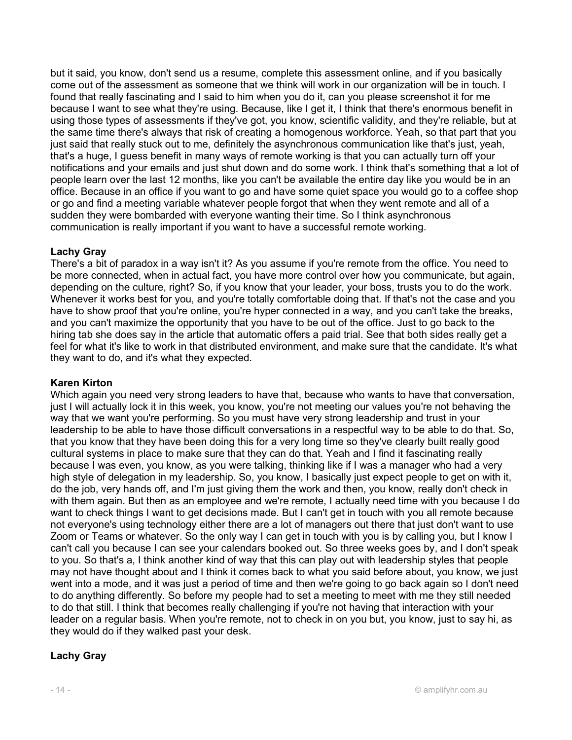but it said, you know, don't send us a resume, complete this assessment online, and if you basically come out of the assessment as someone that we think will work in our organization will be in touch. I found that really fascinating and I said to him when you do it, can you please screenshot it for me because I want to see what they're using. Because, like I get it, I think that there's enormous benefit in using those types of assessments if they've got, you know, scientific validity, and they're reliable, but at the same time there's always that risk of creating a homogenous workforce. Yeah, so that part that you just said that really stuck out to me, definitely the asynchronous communication like that's just, yeah, that's a huge, I guess benefit in many ways of remote working is that you can actually turn off your notifications and your emails and just shut down and do some work. I think that's something that a lot of people learn over the last 12 months, like you can't be available the entire day like you would be in an office. Because in an office if you want to go and have some quiet space you would go to a coffee shop or go and find a meeting variable whatever people forgot that when they went remote and all of a sudden they were bombarded with everyone wanting their time. So I think asynchronous communication is really important if you want to have a successful remote working.

**Lachy Gray**
There's a bit of paradox in a way isn't it? As you assume if you're remote from the office. You need to be more connected, when in actual fact, you have more control over how you communicate, but again, depending on the culture, right? So, if you know that your leader, your boss, trusts you to do the work. Whenever it works best for you, and you're totally comfortable doing that. If that's not the case and you have to show proof that you're online, you're hyper connected in a way, and you can't take the breaks, and you can't maximize the opportunity that you have to be out of the office. Just to go back to the hiring tab she does say in the article that automatic offers a paid trial. See that both sides really get a feel for what it's like to work in that distributed environment, and make sure that the candidate. It's what they want to do, and it's what they expected.

**Karen Kirton**
Which again you need very strong leaders to have that, because who wants to have that conversation, just I will actually lock it in this week, you know, you're not meeting our values you're not behaving the way that we want you're performing. So you must have very strong leadership and trust in your leadership to be able to have those difficult conversations in a respectful way to be able to do that. So, that you know that they have been doing this for a very long time so they've clearly built really good cultural systems in place to make sure that they can do that. Yeah and I find it fascinating really because I was even, you know, as you were talking, thinking like if I was a manager who had a very high style of delegation in my leadership. So, you know, I basically just expect people to get on with it, do the job, very hands off, and I'm just giving them the work and then, you know, really don't check in with them again. But then as an employee and we're remote, I actually need time with you because I do want to check things I want to get decisions made. But I can't get in touch with you all remote because not everyone's using technology either there are a lot of managers out there that just don't want to use Zoom or Teams or whatever. So the only way I can get in touch with you is by calling you, but I know I can't call you because I can see your calendars booked out. So three weeks goes by, and I don't speak to you. So that's a, I think another kind of way that this can play out with leadership styles that people may not have thought about and I think it comes back to what you said before about, you know, we just went into a mode, and it was just a period of time and then we're going to go back again so I don't need to do anything differently. So before my people had to set a meeting to meet with me they still needed to do that still. I think that becomes really challenging if you're not having that interaction with your leader on a regular basis. When you're remote, not to check in on you but, you know, just to say hi, as they would do if they walked past your desk.

**Lachy Gray**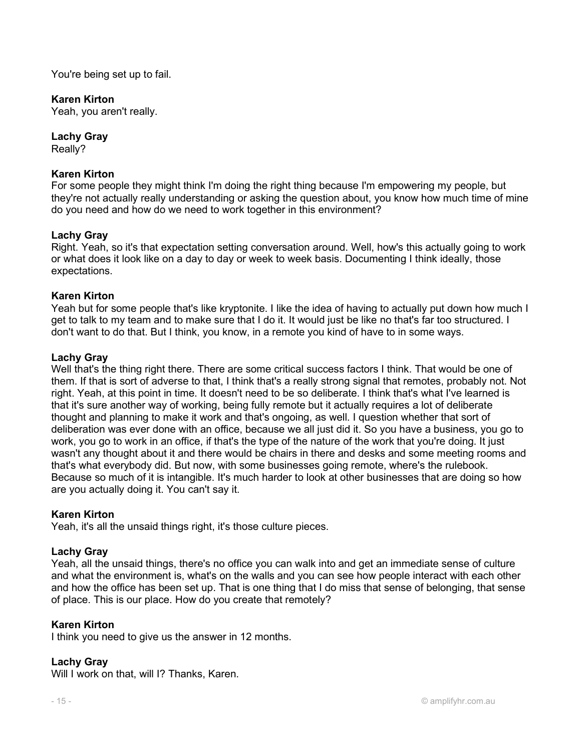You're being set up to fail.

**Karen Kirton**
Yeah, you aren't really.

**Lachy Gray**
Really?

**Karen Kirton**
For some people they might think I'm doing the right thing because I'm empowering my people, but they're not actually really understanding or asking the question about, you know how much time of mine do you need and how do we need to work together in this environment?

**Lachy Gray**
Right. Yeah, so it's that expectation setting conversation around. Well, how's this actually going to work or what does it look like on a day to day or week to week basis. Documenting I think ideally, those expectations.

**Karen Kirton**
Yeah but for some people that's like kryptonite. I like the idea of having to actually put down how much I get to talk to my team and to make sure that I do it. It would just be like no that's far too structured. I don't want to do that. But I think, you know, in a remote you kind of have to in some ways.

**Lachy Gray**
Well that's the thing right there. There are some critical success factors I think. That would be one of them. If that is sort of adverse to that, I think that's a really strong signal that remotes, probably not. Not right. Yeah, at this point in time. It doesn't need to be so deliberate. I think that's what I've learned is that it's sure another way of working, being fully remote but it actually requires a lot of deliberate thought and planning to make it work and that's ongoing, as well. I question whether that sort of deliberation was ever done with an office, because we all just did it. So you have a business, you go to work, you go to work in an office, if that's the type of the nature of the work that you're doing. It just wasn't any thought about it and there would be chairs in there and desks and some meeting rooms and that's what everybody did. But now, with some businesses going remote, where's the rulebook. Because so much of it is intangible. It's much harder to look at other businesses that are doing so how are you actually doing it. You can't say it.

**Karen Kirton**
Yeah, it's all the unsaid things right, it's those culture pieces.

**Lachy Gray**
Yeah, all the unsaid things, there's no office you can walk into and get an immediate sense of culture and what the environment is, what's on the walls and you can see how people interact with each other and how the office has been set up. That is one thing that I do miss that sense of belonging, that sense of place. This is our place. How do you create that remotely?

**Karen Kirton**
I think you need to give us the answer in 12 months.

**Lachy Gray**
Will I work on that, will I? Thanks, Karen.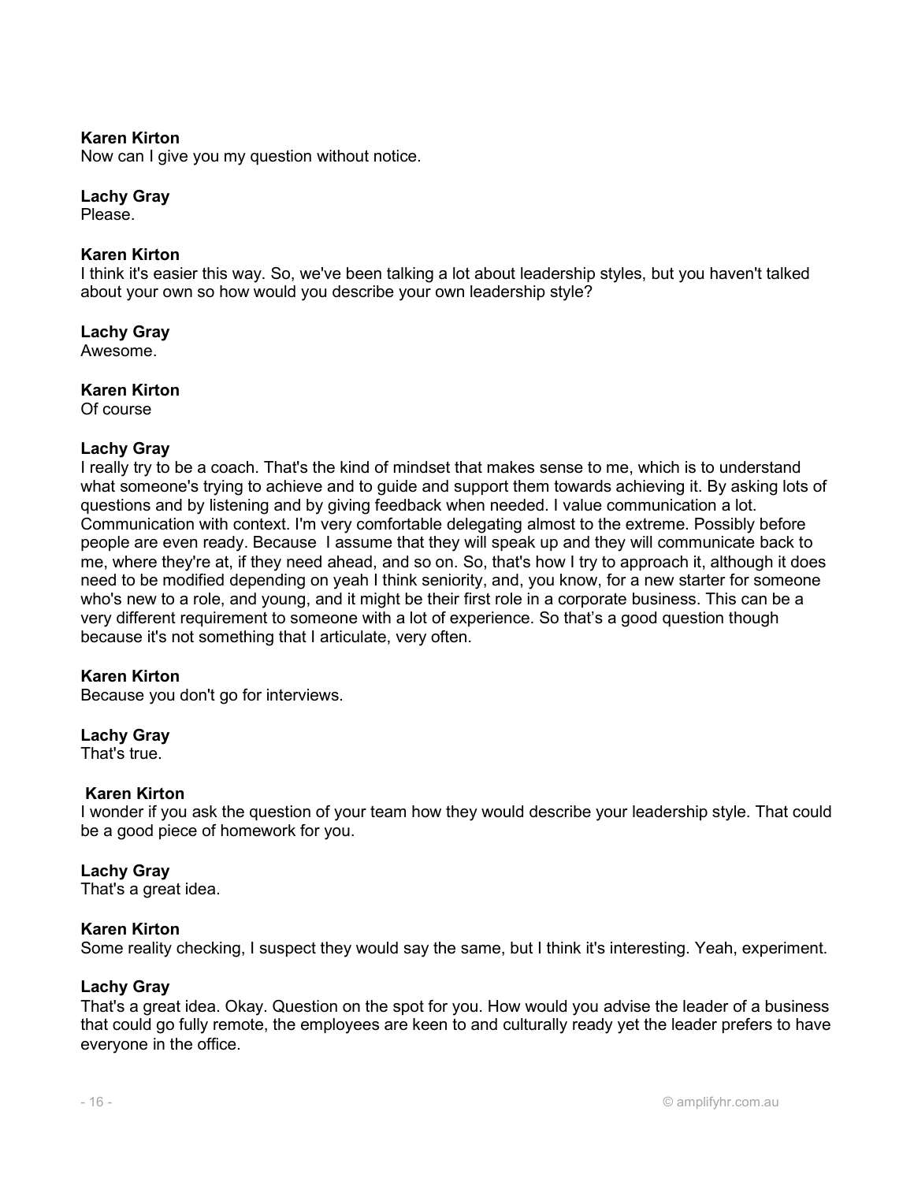**Karen Kirton**
Now can I give you my question without notice.

**Lachy Gray**
Please.

**Karen Kirton**
I think it's easier this way. So, we've been talking a lot about leadership styles, but you haven't talked about your own so how would you describe your own leadership style?

**Lachy Gray**
Awesome.

**Karen Kirton**
Of course

**Lachy Gray**
I really try to be a coach. That's the kind of mindset that makes sense to me, which is to understand what someone's trying to achieve and to guide and support them towards achieving it. By asking lots of questions and by listening and by giving feedback when needed. I value communication a lot. Communication with context. I'm very comfortable delegating almost to the extreme. Possibly before people are even ready. Because I assume that they will speak up and they will communicate back to me, where they're at, if they need ahead, and so on. So, that's how I try to approach it, although it does need to be modified depending on yeah I think seniority, and, you know, for a new starter for someone who's new to a role, and young, and it might be their first role in a corporate business. This can be a very different requirement to someone with a lot of experience. So that's a good question though because it's not something that I articulate, very often.

**Karen Kirton**
Because you don't go for interviews.

**Lachy Gray**
That's true.

**Karen Kirton**
I wonder if you ask the question of your team how they would describe your leadership style. That could be a good piece of homework for you.

**Lachy Gray**
That's a great idea.

**Karen Kirton**
Some reality checking, I suspect they would say the same, but I think it's interesting. Yeah, experiment.

**Lachy Gray**
That's a great idea. Okay. Question on the spot for you. How would you advise the leader of a business that could go fully remote, the employees are keen to and culturally ready yet the leader prefers to have everyone in the office.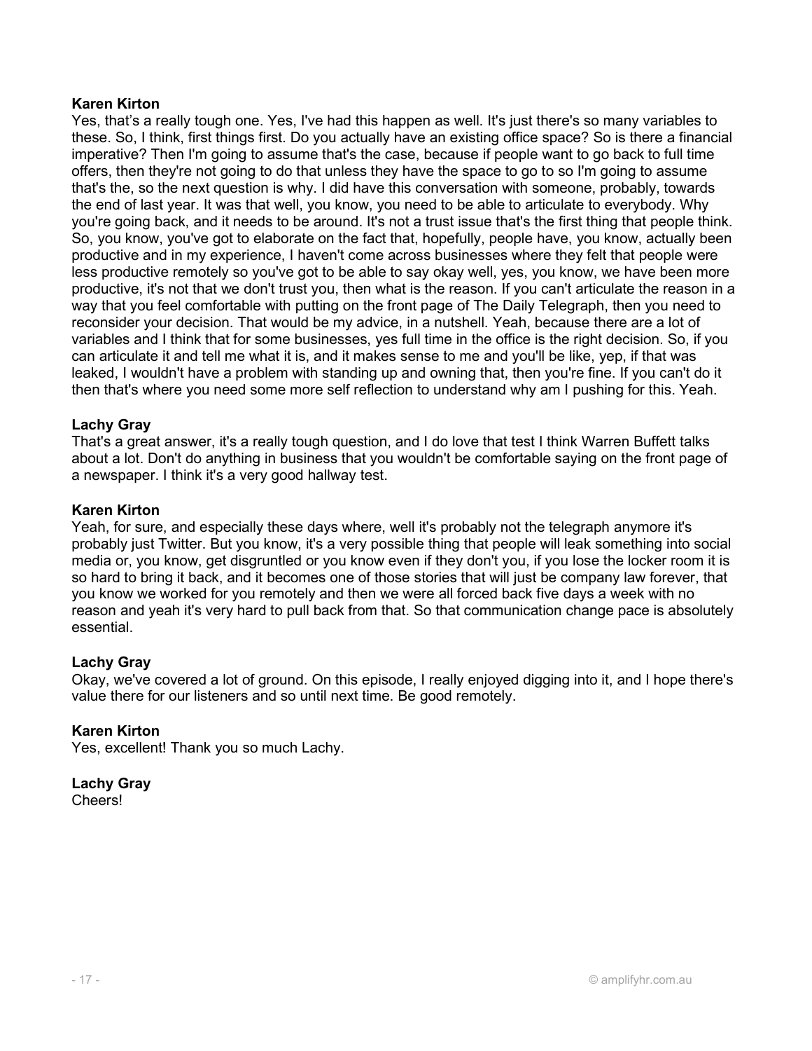**Karen Kirton**
Yes, that's a really tough one. Yes, I've had this happen as well. It's just there's so many variables to these. So, I think, first things first. Do you actually have an existing office space? So is there a financial imperative? Then I'm going to assume that's the case, because if people want to go back to full time offers, then they're not going to do that unless they have the space to go to so I'm going to assume that's the, so the next question is why. I did have this conversation with someone, probably, towards the end of last year. It was that well, you know, you need to be able to articulate to everybody. Why you're going back, and it needs to be around. It's not a trust issue that's the first thing that people think. So, you know, you've got to elaborate on the fact that, hopefully, people have, you know, actually been productive and in my experience, I haven't come across businesses where they felt that people were less productive remotely so you've got to be able to say okay well, yes, you know, we have been more productive, it's not that we don't trust you, then what is the reason. If you can't articulate the reason in a way that you feel comfortable with putting on the front page of The Daily Telegraph, then you need to reconsider your decision. That would be my advice, in a nutshell. Yeah, because there are a lot of variables and I think that for some businesses, yes full time in the office is the right decision. So, if you can articulate it and tell me what it is, and it makes sense to me and you'll be like, yep, if that was leaked, I wouldn't have a problem with standing up and owning that, then you're fine. If you can't do it then that's where you need some more self reflection to understand why am I pushing for this. Yeah.

**Lachy Gray**
That's a great answer, it's a really tough question, and I do love that test I think Warren Buffett talks about a lot. Don't do anything in business that you wouldn't be comfortable saying on the front page of a newspaper. I think it's a very good hallway test.

**Karen Kirton**
Yeah, for sure, and especially these days where, well it's probably not the telegraph anymore it's probably just Twitter. But you know, it's a very possible thing that people will leak something into social media or, you know, get disgruntled or you know even if they don't you, if you lose the locker room it is so hard to bring it back, and it becomes one of those stories that will just be company law forever, that you know we worked for you remotely and then we were all forced back five days a week with no reason and yeah it's very hard to pull back from that. So that communication change pace is absolutely essential.

**Lachy Gray**
Okay, we've covered a lot of ground. On this episode, I really enjoyed digging into it, and I hope there's value there for our listeners and so until next time. Be good remotely.

**Karen Kirton**
Yes, excellent! Thank you so much Lachy.

**Lachy Gray**
Cheers!